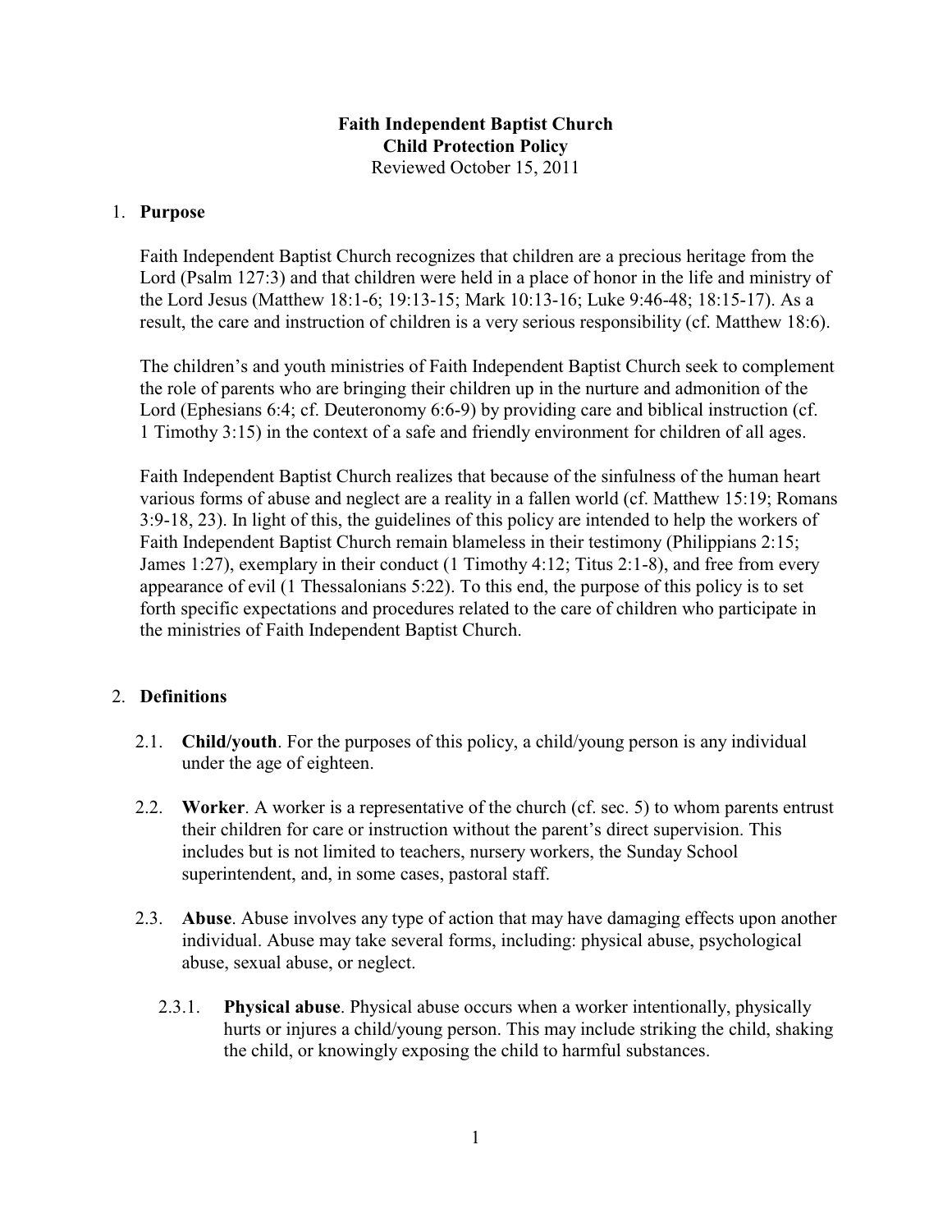# Faith Independent Baptist Church
## Child Protection Policy

Reviewed October 15, 2011

1. **Purpose**

   Faith Independent Baptist Church recognizes that children are a precious heritage from the Lord (Psalm 127:3) and that children were held in a place of honor in the life and ministry of the Lord Jesus (Matthew 18:1-6; 19:13-15; Mark 10:13-16; Luke 9:46-48; 18:15-17). As a result, the care and instruction of children is a very serious responsibility (cf. Matthew 18:6).

   The children's and youth ministries of Faith Independent Baptist Church seek to complement the role of parents who are bringing their children up in the nurture and admonition of the Lord (Ephesians 6:4; cf. Deuteronomy 6:6-9) by providing care and biblical instruction (cf. 1 Timothy 3:15) in the context of a safe and friendly environment for children of all ages.

   Faith Independent Baptist Church realizes that because of the sinfulness of the human heart various forms of abuse and neglect are a reality in a fallen world (cf. Matthew 15:19; Romans 3:9-18, 23). In light of this, the guidelines of this policy are intended to help the workers of Faith Independent Baptist Church remain blameless in their testimony (Philippians 2:15; James 1:27), exemplary in their conduct (1 Timothy 4:12; Titus 2:1-8), and free from every appearance of evil (1 Thessalonians 5:22). To this end, the purpose of this policy is to set forth specific expectations and procedures related to the care of children who participate in the ministries of Faith Independent Baptist Church.

2. **Definitions**

   2.1. **Child/youth**. For the purposes of this policy, a child/young person is any individual under the age of eighteen.

   2.2. **Worker**. A worker is a representative of the church (cf. sec. 5) to whom parents entrust their children for care or instruction without the parent's direct supervision. This includes but is not limited to teachers, nursery workers, the Sunday School superintendent, and, in some cases, pastoral staff.

   2.3. **Abuse**. Abuse involves any type of action that may have damaging effects upon another individual. Abuse may take several forms, including: physical abuse, psychological abuse, sexual abuse, or neglect.

   2.3.1. **Physical abuse**. Physical abuse occurs when a worker intentionally, physically hurts or injures a child/young person. This may include striking the child, shaking the child, or knowingly exposing the child to harmful substances.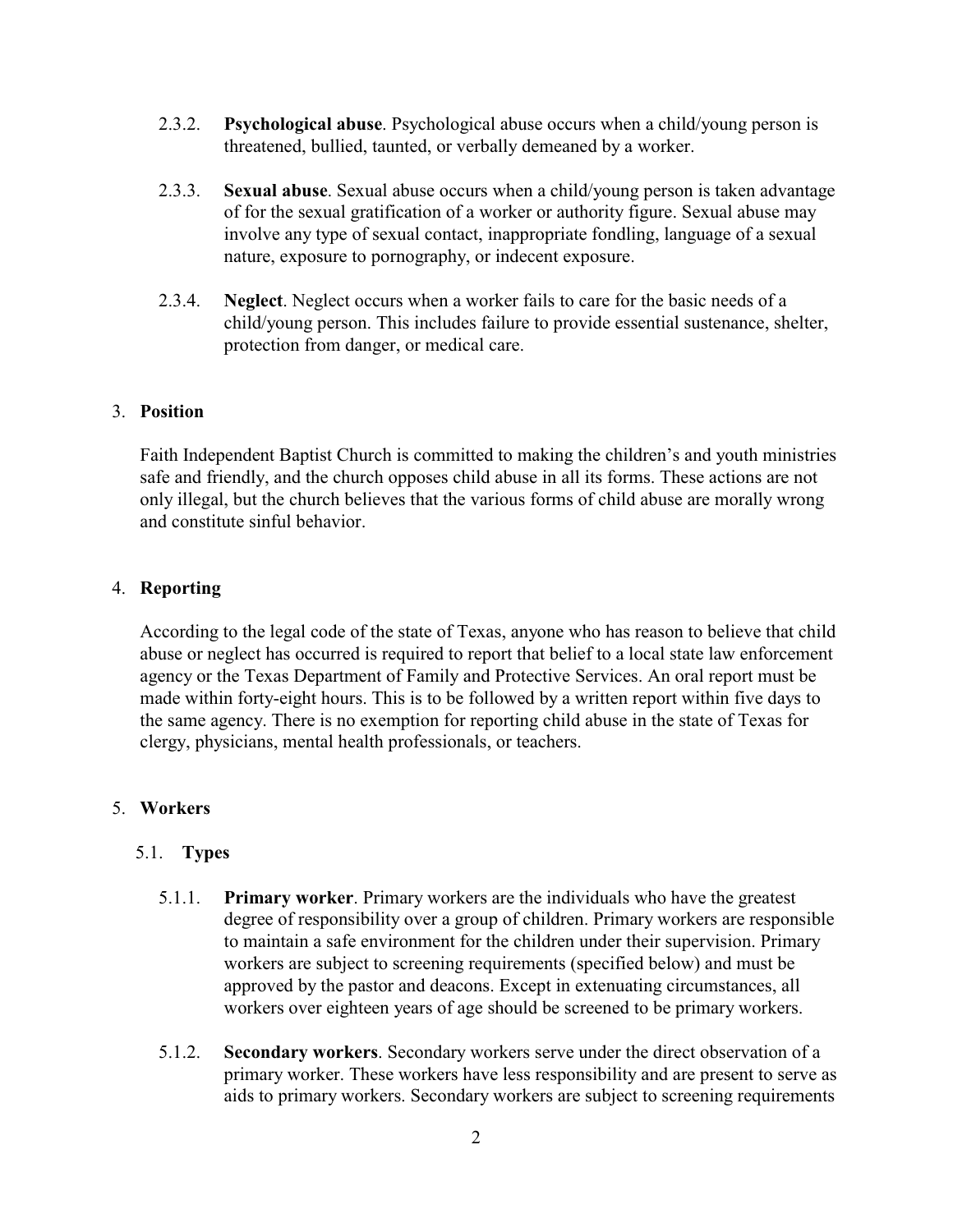2.3.2. **Psychological abuse**. Psychological abuse occurs when a child/young person is threatened, bullied, taunted, or verbally demeaned by a worker.

2.3.3. **Sexual abuse**. Sexual abuse occurs when a child/young person is taken advantage of for the sexual gratification of a worker or authority figure. Sexual abuse may involve any type of sexual contact, inappropriate fondling, language of a sexual nature, exposure to pornography, or indecent exposure.

2.3.4. **Neglect**. Neglect occurs when a worker fails to care for the basic needs of a child/young person. This includes failure to provide essential sustenance, shelter, protection from danger, or medical care.

## 3. **Position**

Faith Independent Baptist Church is committed to making the children's and youth ministries safe and friendly, and the church opposes child abuse in all its forms. These actions are not only illegal, but the church believes that the various forms of child abuse are morally wrong and constitute sinful behavior.

## 4. **Reporting**

According to the legal code of the state of Texas, anyone who has reason to believe that child abuse or neglect has occurred is required to report that belief to a local state law enforcement agency or the Texas Department of Family and Protective Services. An oral report must be made within forty-eight hours. This is to be followed by a written report within five days to the same agency. There is no exemption for reporting child abuse in the state of Texas for clergy, physicians, mental health professionals, or teachers.

## 5. **Workers**

### 5.1. **Types**

5.1.1. **Primary worker**. Primary workers are the individuals who have the greatest degree of responsibility over a group of children. Primary workers are responsible to maintain a safe environment for the children under their supervision. Primary workers are subject to screening requirements (specified below) and must be approved by the pastor and deacons. Except in extenuating circumstances, all workers over eighteen years of age should be screened to be primary workers.

5.1.2. **Secondary workers**. Secondary workers serve under the direct observation of a primary worker. These workers have less responsibility and are present to serve as aids to primary workers. Secondary workers are subject to screening requirements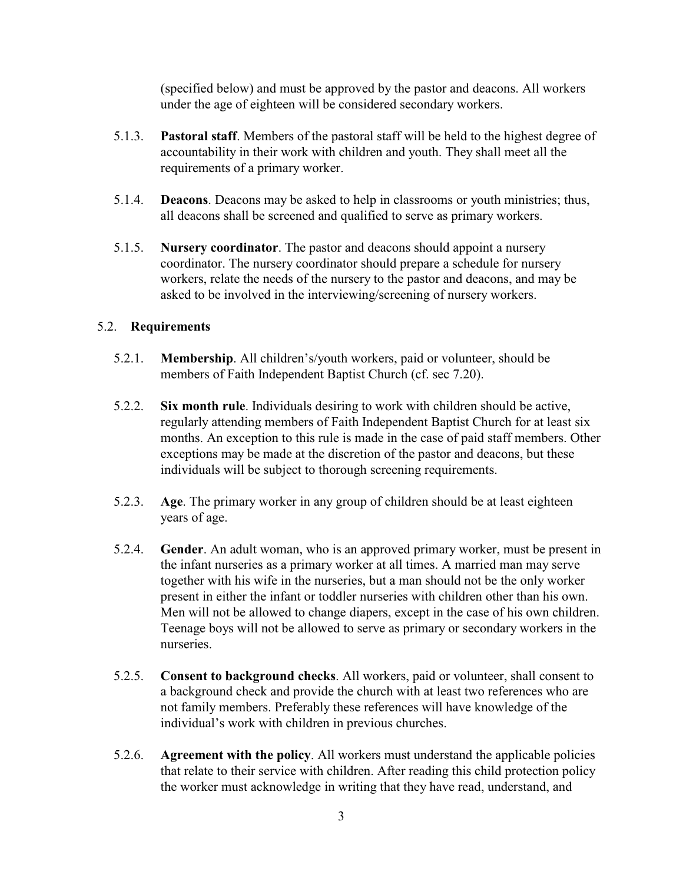(specified below) and must be approved by the pastor and deacons. All workers under the age of eighteen will be considered secondary workers.

5.1.3. **Pastoral staff**. Members of the pastoral staff will be held to the highest degree of accountability in their work with children and youth. They shall meet all the requirements of a primary worker.

5.1.4. **Deacons**. Deacons may be asked to help in classrooms or youth ministries; thus, all deacons shall be screened and qualified to serve as primary workers.

5.1.5. **Nursery coordinator**. The pastor and deacons should appoint a nursery coordinator. The nursery coordinator should prepare a schedule for nursery workers, relate the needs of the nursery to the pastor and deacons, and may be asked to be involved in the interviewing/screening of nursery workers.

5.2. **Requirements**

5.2.1. **Membership**. All children's/youth workers, paid or volunteer, should be members of Faith Independent Baptist Church (cf. sec 7.20).

5.2.2. **Six month rule**. Individuals desiring to work with children should be active, regularly attending members of Faith Independent Baptist Church for at least six months. An exception to this rule is made in the case of paid staff members. Other exceptions may be made at the discretion of the pastor and deacons, but these individuals will be subject to thorough screening requirements.

5.2.3. **Age**. The primary worker in any group of children should be at least eighteen years of age.

5.2.4. **Gender**. An adult woman, who is an approved primary worker, must be present in the infant nurseries as a primary worker at all times. A married man may serve together with his wife in the nurseries, but a man should not be the only worker present in either the infant or toddler nurseries with children other than his own. Men will not be allowed to change diapers, except in the case of his own children. Teenage boys will not be allowed to serve as primary or secondary workers in the nurseries.

5.2.5. **Consent to background checks**. All workers, paid or volunteer, shall consent to a background check and provide the church with at least two references who are not family members. Preferably these references will have knowledge of the individual's work with children in previous churches.

5.2.6. **Agreement with the policy**. All workers must understand the applicable policies that relate to their service with children. After reading this child protection policy the worker must acknowledge in writing that they have read, understand, and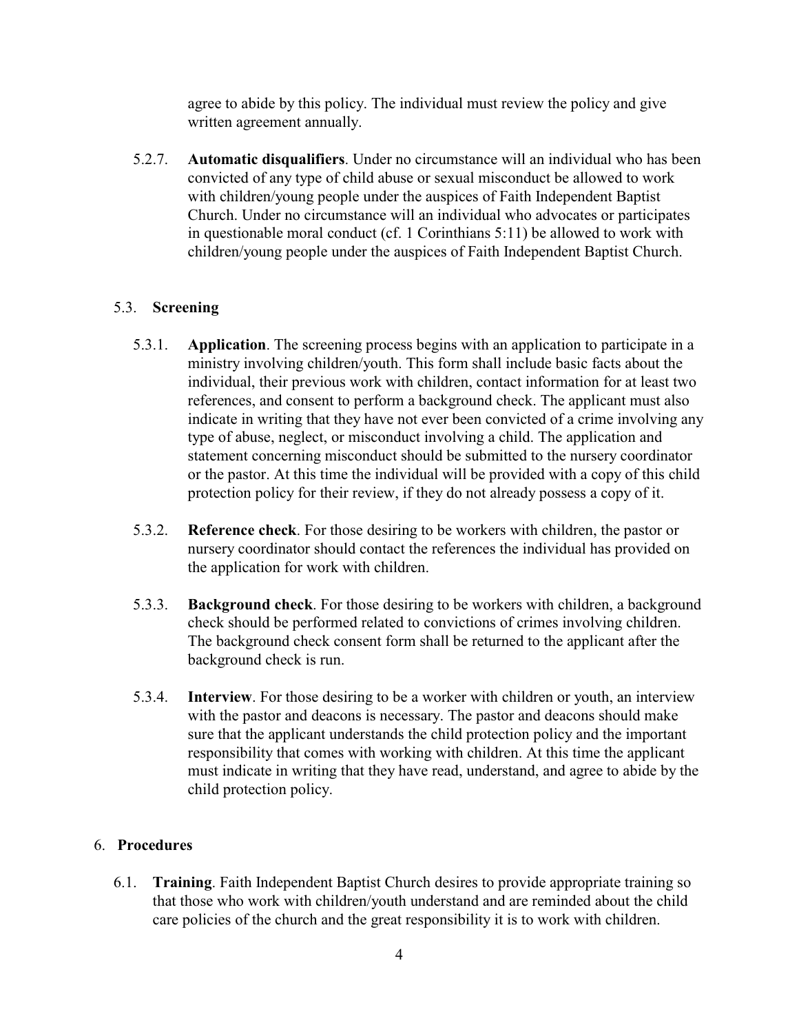agree to abide by this policy. The individual must review the policy and give written agreement annually.

5.2.7. **Automatic disqualifiers**. Under no circumstance will an individual who has been convicted of any type of child abuse or sexual misconduct be allowed to work with children/young people under the auspices of Faith Independent Baptist Church. Under no circumstance will an individual who advocates or participates in questionable moral conduct (cf. 1 Corinthians 5:11) be allowed to work with children/young people under the auspices of Faith Independent Baptist Church.

### 5.3. Screening

5.3.1. **Application**. The screening process begins with an application to participate in a ministry involving children/youth. This form shall include basic facts about the individual, their previous work with children, contact information for at least two references, and consent to perform a background check. The applicant must also indicate in writing that they have not ever been convicted of a crime involving any type of abuse, neglect, or misconduct involving a child. The application and statement concerning misconduct should be submitted to the nursery coordinator or the pastor. At this time the individual will be provided with a copy of this child protection policy for their review, if they do not already possess a copy of it.

5.3.2. **Reference check**. For those desiring to be workers with children, the pastor or nursery coordinator should contact the references the individual has provided on the application for work with children.

5.3.3. **Background check**. For those desiring to be workers with children, a background check should be performed related to convictions of crimes involving children. The background check consent form shall be returned to the applicant after the background check is run.

5.3.4. **Interview**. For those desiring to be a worker with children or youth, an interview with the pastor and deacons is necessary. The pastor and deacons should make sure that the applicant understands the child protection policy and the important responsibility that comes with working with children. At this time the applicant must indicate in writing that they have read, understand, and agree to abide by the child protection policy.

## 6. Procedures

6.1. **Training**. Faith Independent Baptist Church desires to provide appropriate training so that those who work with children/youth understand and are reminded about the child care policies of the church and the great responsibility it is to work with children.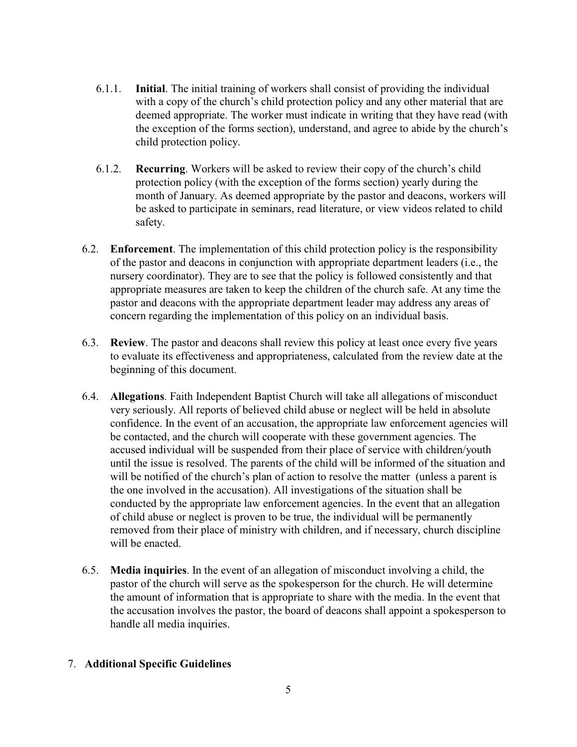6.1.1. **Initial**. The initial training of workers shall consist of providing the individual with a copy of the church's child protection policy and any other material that are deemed appropriate. The worker must indicate in writing that they have read (with the exception of the forms section), understand, and agree to abide by the church's child protection policy.

6.1.2. **Recurring**. Workers will be asked to review their copy of the church's child protection policy (with the exception of the forms section) yearly during the month of January. As deemed appropriate by the pastor and deacons, workers will be asked to participate in seminars, read literature, or view videos related to child safety.

6.2. **Enforcement**. The implementation of this child protection policy is the responsibility of the pastor and deacons in conjunction with appropriate department leaders (i.e., the nursery coordinator). They are to see that the policy is followed consistently and that appropriate measures are taken to keep the children of the church safe. At any time the pastor and deacons with the appropriate department leader may address any areas of concern regarding the implementation of this policy on an individual basis.

6.3. **Review**. The pastor and deacons shall review this policy at least once every five years to evaluate its effectiveness and appropriateness, calculated from the review date at the beginning of this document.

6.4. **Allegations**. Faith Independent Baptist Church will take all allegations of misconduct very seriously. All reports of believed child abuse or neglect will be held in absolute confidence. In the event of an accusation, the appropriate law enforcement agencies will be contacted, and the church will cooperate with these government agencies. The accused individual will be suspended from their place of service with children/youth until the issue is resolved. The parents of the child will be informed of the situation and will be notified of the church's plan of action to resolve the matter (unless a parent is the one involved in the accusation). All investigations of the situation shall be conducted by the appropriate law enforcement agencies. In the event that an allegation of child abuse or neglect is proven to be true, the individual will be permanently removed from their place of ministry with children, and if necessary, church discipline will be enacted.

6.5. **Media inquiries**. In the event of an allegation of misconduct involving a child, the pastor of the church will serve as the spokesperson for the church. He will determine the amount of information that is appropriate to share with the media. In the event that the accusation involves the pastor, the board of deacons shall appoint a spokesperson to handle all media inquiries.

## 7. **Additional Specific Guidelines**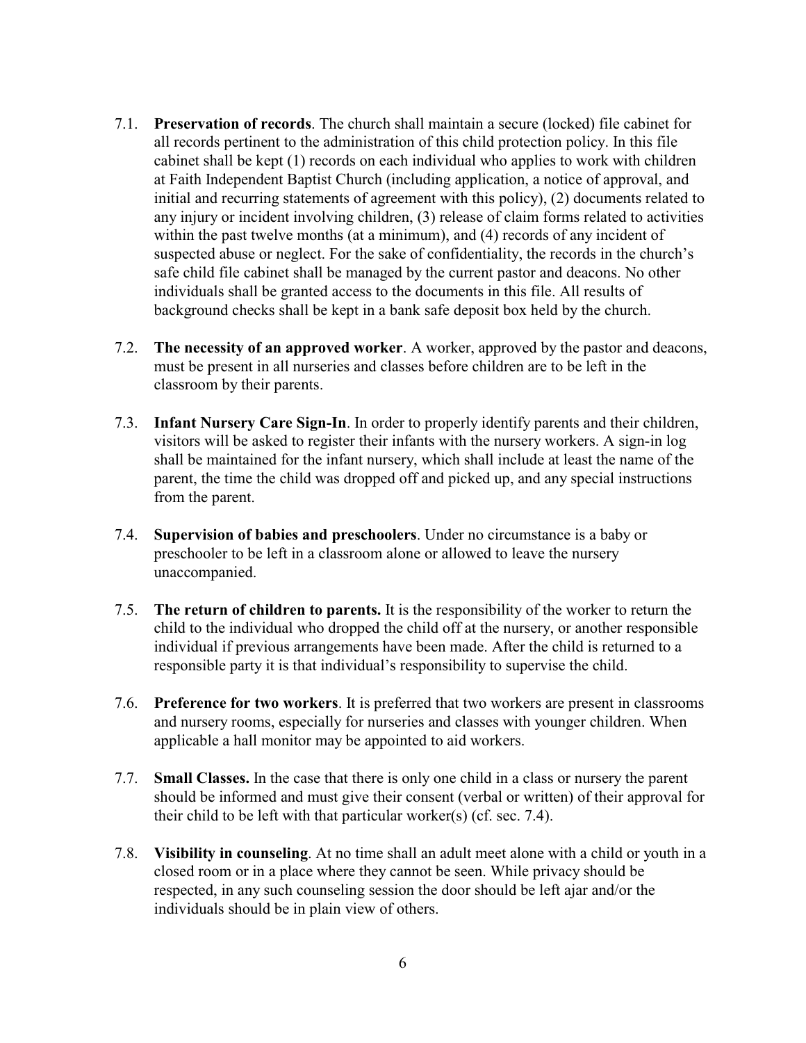7.1. **Preservation of records**. The church shall maintain a secure (locked) file cabinet for all records pertinent to the administration of this child protection policy. In this file cabinet shall be kept (1) records on each individual who applies to work with children at Faith Independent Baptist Church (including application, a notice of approval, and initial and recurring statements of agreement with this policy), (2) documents related to any injury or incident involving children, (3) release of claim forms related to activities within the past twelve months (at a minimum), and (4) records of any incident of suspected abuse or neglect. For the sake of confidentiality, the records in the church's safe child file cabinet shall be managed by the current pastor and deacons. No other individuals shall be granted access to the documents in this file. All results of background checks shall be kept in a bank safe deposit box held by the church.

7.2. **The necessity of an approved worker**. A worker, approved by the pastor and deacons, must be present in all nurseries and classes before children are to be left in the classroom by their parents.

7.3. **Infant Nursery Care Sign-In**. In order to properly identify parents and their children, visitors will be asked to register their infants with the nursery workers. A sign-in log shall be maintained for the infant nursery, which shall include at least the name of the parent, the time the child was dropped off and picked up, and any special instructions from the parent.

7.4. **Supervision of babies and preschoolers**. Under no circumstance is a baby or preschooler to be left in a classroom alone or allowed to leave the nursery unaccompanied.

7.5. **The return of children to parents.** It is the responsibility of the worker to return the child to the individual who dropped the child off at the nursery, or another responsible individual if previous arrangements have been made. After the child is returned to a responsible party it is that individual's responsibility to supervise the child.

7.6. **Preference for two workers**. It is preferred that two workers are present in classrooms and nursery rooms, especially for nurseries and classes with younger children. When applicable a hall monitor may be appointed to aid workers.

7.7. **Small Classes.** In the case that there is only one child in a class or nursery the parent should be informed and must give their consent (verbal or written) of their approval for their child to be left with that particular worker(s) (cf. sec. 7.4).

7.8. **Visibility in counseling**. At no time shall an adult meet alone with a child or youth in a closed room or in a place where they cannot be seen. While privacy should be respected, in any such counseling session the door should be left ajar and/or the individuals should be in plain view of others.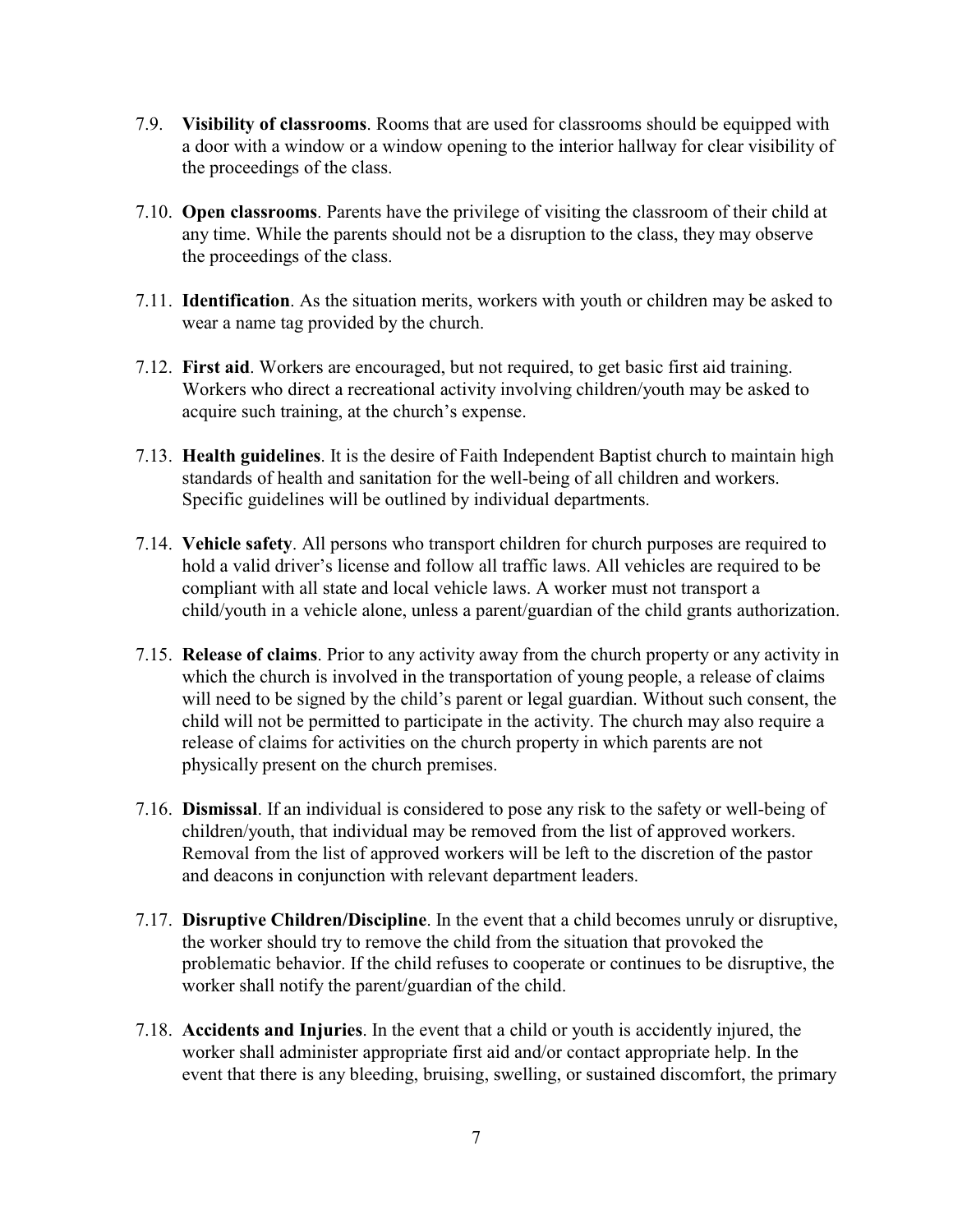7.9. **Visibility of classrooms**. Rooms that are used for classrooms should be equipped with a door with a window or a window opening to the interior hallway for clear visibility of the proceedings of the class.

7.10. **Open classrooms**. Parents have the privilege of visiting the classroom of their child at any time. While the parents should not be a disruption to the class, they may observe the proceedings of the class.

7.11. **Identification**. As the situation merits, workers with youth or children may be asked to wear a name tag provided by the church.

7.12. **First aid**. Workers are encouraged, but not required, to get basic first aid training. Workers who direct a recreational activity involving children/youth may be asked to acquire such training, at the church's expense.

7.13. **Health guidelines**. It is the desire of Faith Independent Baptist church to maintain high standards of health and sanitation for the well-being of all children and workers. Specific guidelines will be outlined by individual departments.

7.14. **Vehicle safety**. All persons who transport children for church purposes are required to hold a valid driver's license and follow all traffic laws. All vehicles are required to be compliant with all state and local vehicle laws. A worker must not transport a child/youth in a vehicle alone, unless a parent/guardian of the child grants authorization.

7.15. **Release of claims**. Prior to any activity away from the church property or any activity in which the church is involved in the transportation of young people, a release of claims will need to be signed by the child's parent or legal guardian. Without such consent, the child will not be permitted to participate in the activity. The church may also require a release of claims for activities on the church property in which parents are not physically present on the church premises.

7.16. **Dismissal**. If an individual is considered to pose any risk to the safety or well-being of children/youth, that individual may be removed from the list of approved workers. Removal from the list of approved workers will be left to the discretion of the pastor and deacons in conjunction with relevant department leaders.

7.17. **Disruptive Children/Discipline**. In the event that a child becomes unruly or disruptive, the worker should try to remove the child from the situation that provoked the problematic behavior. If the child refuses to cooperate or continues to be disruptive, the worker shall notify the parent/guardian of the child.

7.18. **Accidents and Injuries**. In the event that a child or youth is accidently injured, the worker shall administer appropriate first aid and/or contact appropriate help. In the event that there is any bleeding, bruising, swelling, or sustained discomfort, the primary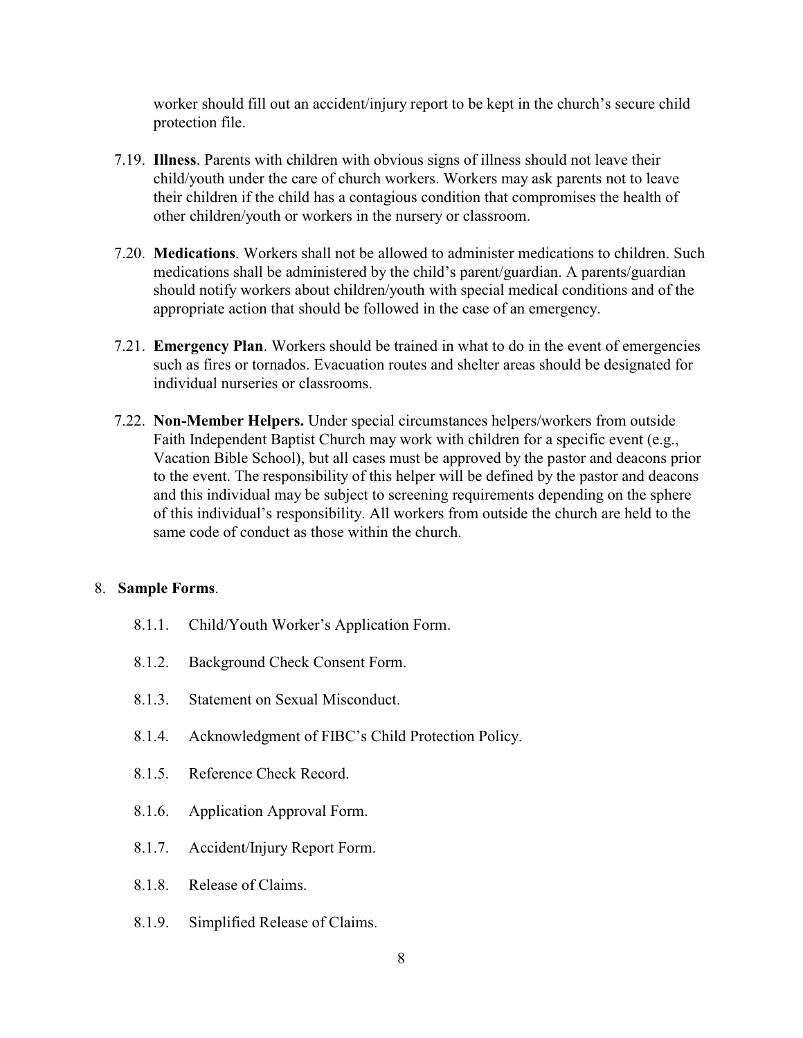worker should fill out an accident/injury report to be kept in the church's secure child protection file.

7.19. **Illness**. Parents with children with obvious signs of illness should not leave their child/youth under the care of church workers. Workers may ask parents not to leave their children if the child has a contagious condition that compromises the health of other children/youth or workers in the nursery or classroom.

7.20. **Medications**. Workers shall not be allowed to administer medications to children. Such medications shall be administered by the child's parent/guardian. A parents/guardian should notify workers about children/youth with special medical conditions and of the appropriate action that should be followed in the case of an emergency.

7.21. **Emergency Plan**. Workers should be trained in what to do in the event of emergencies such as fires or tornados. Evacuation routes and shelter areas should be designated for individual nurseries or classrooms.

7.22. **Non-Member Helpers.** Under special circumstances helpers/workers from outside Faith Independent Baptist Church may work with children for a specific event (e.g., Vacation Bible School), but all cases must be approved by the pastor and deacons prior to the event. The responsibility of this helper will be defined by the pastor and deacons and this individual may be subject to screening requirements depending on the sphere of this individual's responsibility. All workers from outside the church are held to the same code of conduct as those within the church.

## 8. **Sample Forms**.

8.1.1. Child/Youth Worker's Application Form.

8.1.2. Background Check Consent Form.

8.1.3. Statement on Sexual Misconduct.

8.1.4. Acknowledgment of FIBC's Child Protection Policy.

8.1.5. Reference Check Record.

8.1.6. Application Approval Form.

8.1.7. Accident/Injury Report Form.

8.1.8. Release of Claims.

8.1.9. Simplified Release of Claims.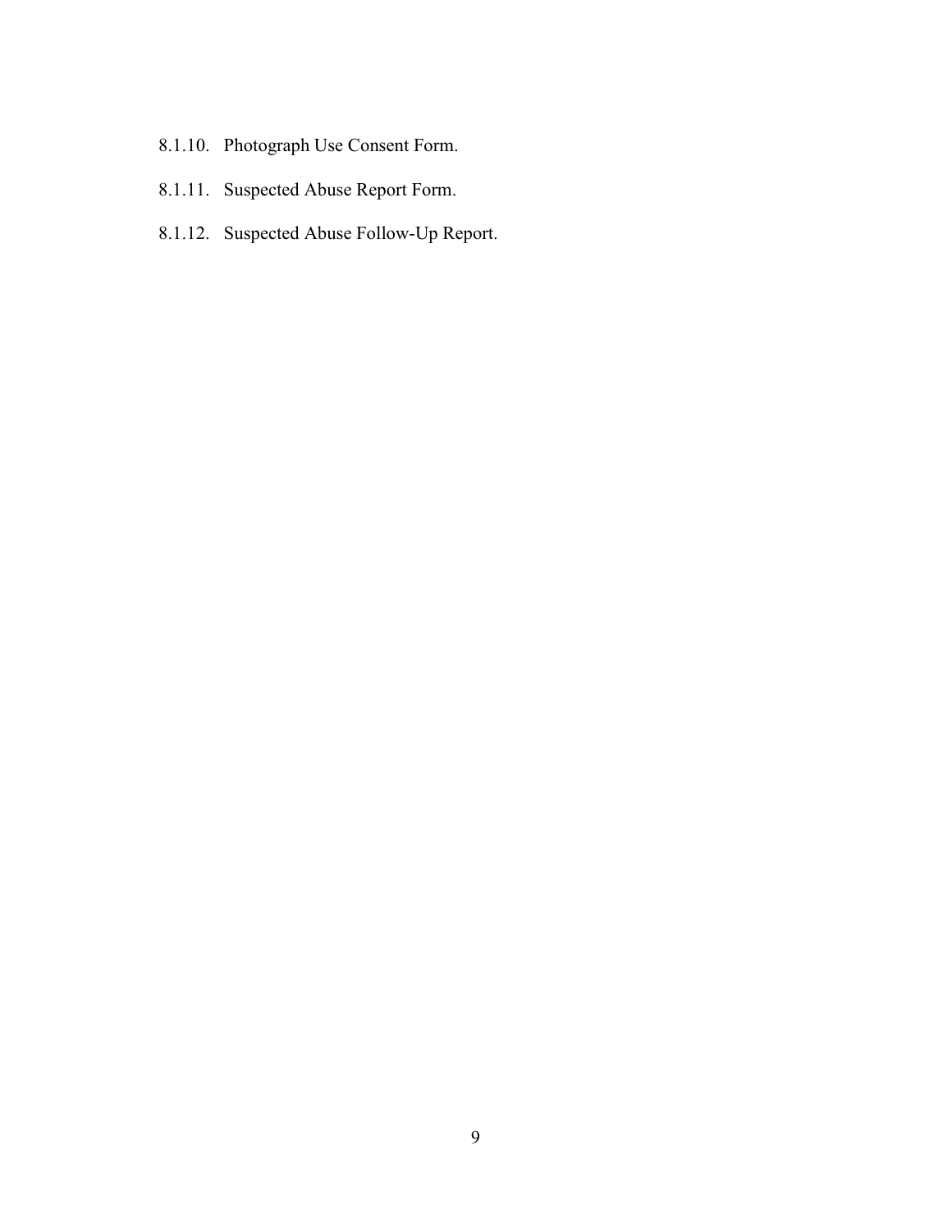8.1.10. Photograph Use Consent Form.

8.1.11. Suspected Abuse Report Form.

8.1.12. Suspected Abuse Follow-Up Report.